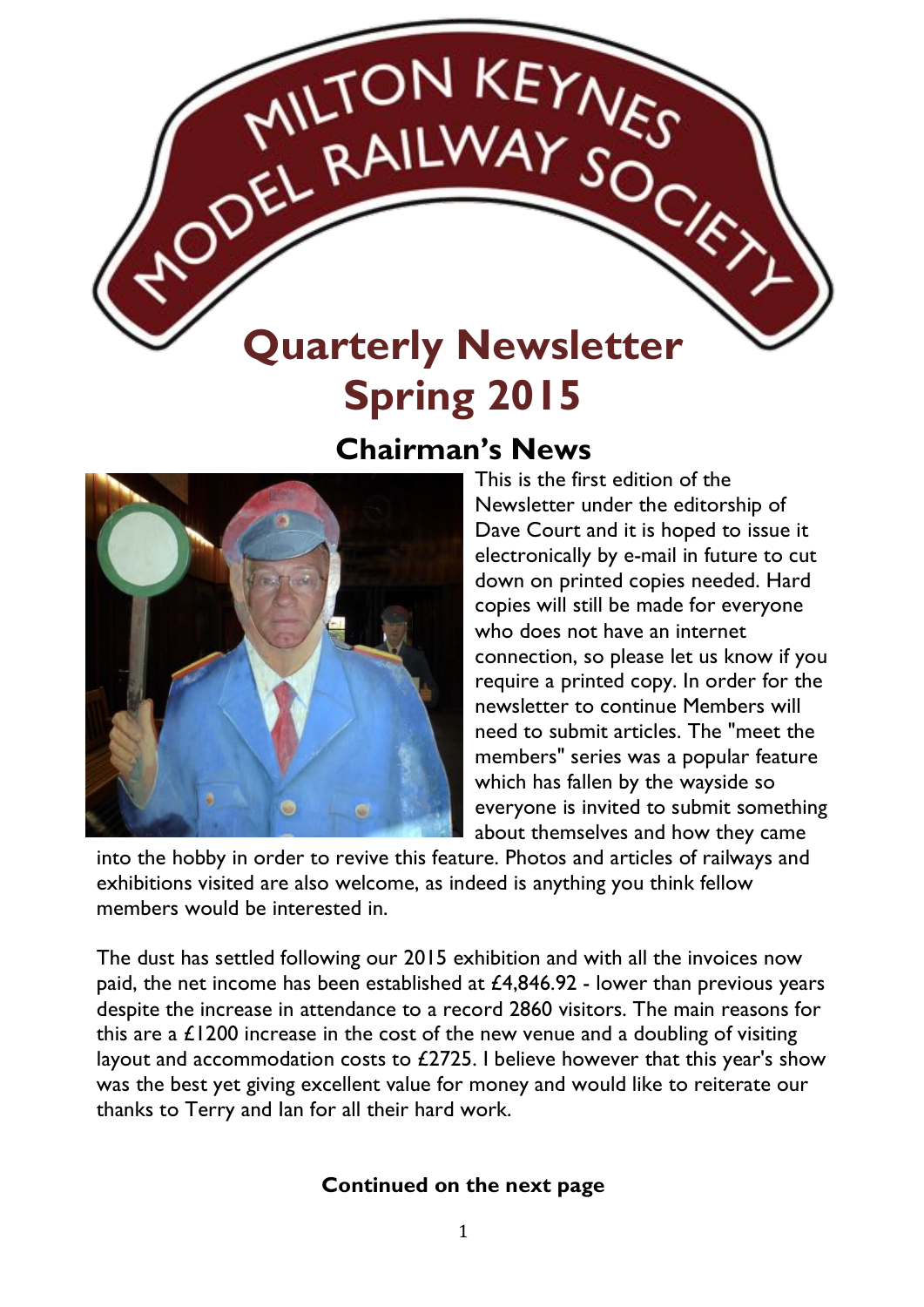# MILTON KEYNES MODEL RAILWAY SOCIETY

# Quarterly Newsletter
# Spring 2015

## Chairman's News

This is the first edition of the Newsletter under the editorship of Dave Court and it is hoped to issue it electronically by e-mail in future to cut down on printed copies needed. Hard copies will still be made for everyone who does not have an internet connection, so please let us know if you require a printed copy. In order for the newsletter to continue Members will need to submit articles. The "meet the members" series was a popular feature which has fallen by the wayside so everyone is invited to submit something about themselves and how they came into the hobby in order to revive this feature. Photos and articles of railways and exhibitions visited are also welcome, as indeed is anything you think fellow members would be interested in.

The dust has settled following our 2015 exhibition and with all the invoices now paid, the net income has been established at £4,846.92 - lower than previous years despite the increase in attendance to a record 2860 visitors. The main reasons for this are a £1200 increase in the cost of the new venue and a doubling of visiting layout and accommodation costs to £2725. I believe however that this year's show was the best yet giving excellent value for money and would like to reiterate our thanks to Terry and Ian for all their hard work.

**Continued on the next page**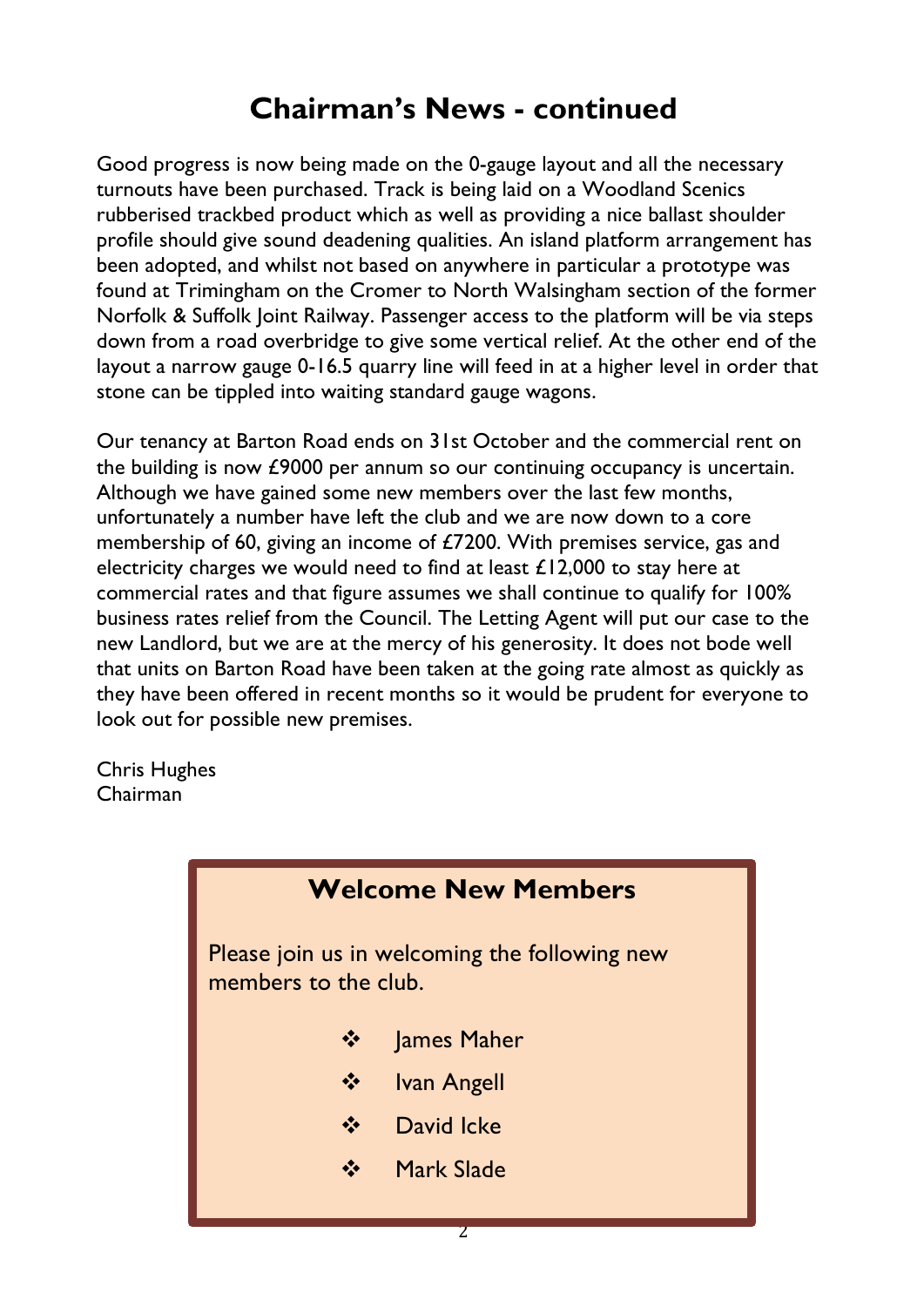# Chairman's News - continued

Good progress is now being made on the 0-gauge layout and all the necessary turnouts have been purchased. Track is being laid on a Woodland Scenics rubberised trackbed product which as well as providing a nice ballast shoulder profile should give sound deadening qualities. An island platform arrangement has been adopted, and whilst not based on anywhere in particular a prototype was found at Trimingham on the Cromer to North Walsingham section of the former Norfolk & Suffolk Joint Railway. Passenger access to the platform will be via steps down from a road overbridge to give some vertical relief. At the other end of the layout a narrow gauge 0-16.5 quarry line will feed in at a higher level in order that stone can be tippled into waiting standard gauge wagons.

Our tenancy at Barton Road ends on 31st October and the commercial rent on the building is now £9000 per annum so our continuing occupancy is uncertain. Although we have gained some new members over the last few months, unfortunately a number have left the club and we are now down to a core membership of 60, giving an income of £7200. With premises service, gas and electricity charges we would need to find at least £12,000 to stay here at commercial rates and that figure assumes we shall continue to qualify for 100% business rates relief from the Council. The Letting Agent will put our case to the new Landlord, but we are at the mercy of his generosity. It does not bode well that units on Barton Road have been taken at the going rate almost as quickly as they have been offered in recent months so it would be prudent for everyone to look out for possible new premises.

Chris Hughes
Chairman

## Welcome New Members

Please join us in welcoming the following new members to the club.

- James Maher
- Ivan Angell
- David Icke
- Mark Slade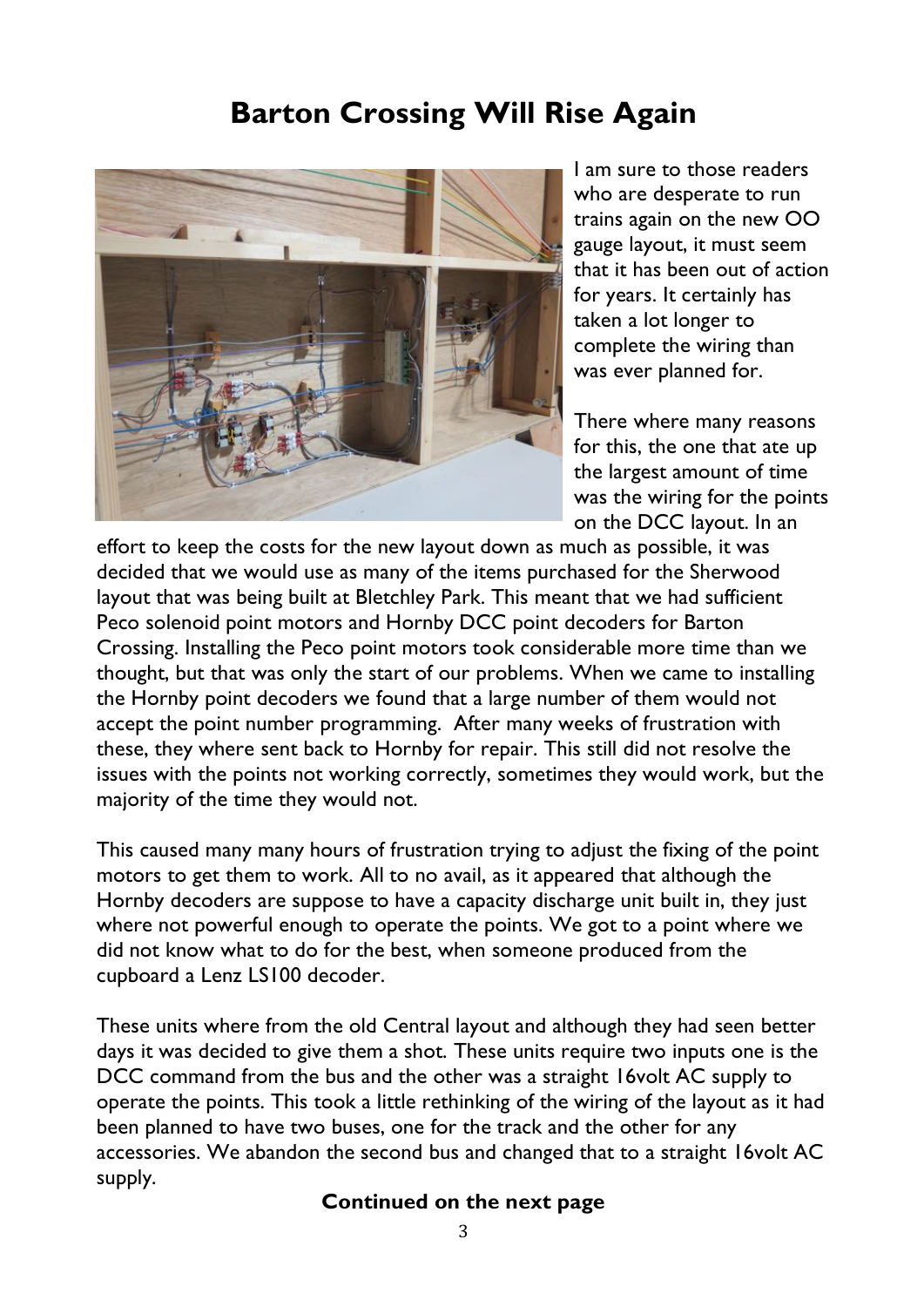# Barton Crossing Will Rise Again

I am sure to those readers who are desperate to run trains again on the new OO gauge layout, it must seem that it has been out of action for years. It certainly has taken a lot longer to complete the wiring than was ever planned for.

There where many reasons for this, the one that ate up the largest amount of time was the wiring for the points on the DCC layout. In an effort to keep the costs for the new layout down as much as possible, it was decided that we would use as many of the items purchased for the Sherwood layout that was being built at Bletchley Park. This meant that we had sufficient Peco solenoid point motors and Hornby DCC point decoders for Barton Crossing. Installing the Peco point motors took considerable more time than we thought, but that was only the start of our problems. When we came to installing the Hornby point decoders we found that a large number of them would not accept the point number programming. After many weeks of frustration with these, they where sent back to Hornby for repair. This still did not resolve the issues with the points not working correctly, sometimes they would work, but the majority of the time they would not.

This caused many many hours of frustration trying to adjust the fixing of the point motors to get them to work. All to no avail, as it appeared that although the Hornby decoders are suppose to have a capacity discharge unit built in, they just where not powerful enough to operate the points. We got to a point where we did not know what to do for the best, when someone produced from the cupboard a Lenz LS100 decoder.

These units where from the old Central layout and although they had seen better days it was decided to give them a shot. These units require two inputs one is the DCC command from the bus and the other was a straight 16volt AC supply to operate the points. This took a little rethinking of the wiring of the layout as it had been planned to have two buses, one for the track and the other for any accessories. We abandon the second bus and changed that to a straight 16volt AC supply.

**Continued on the next page**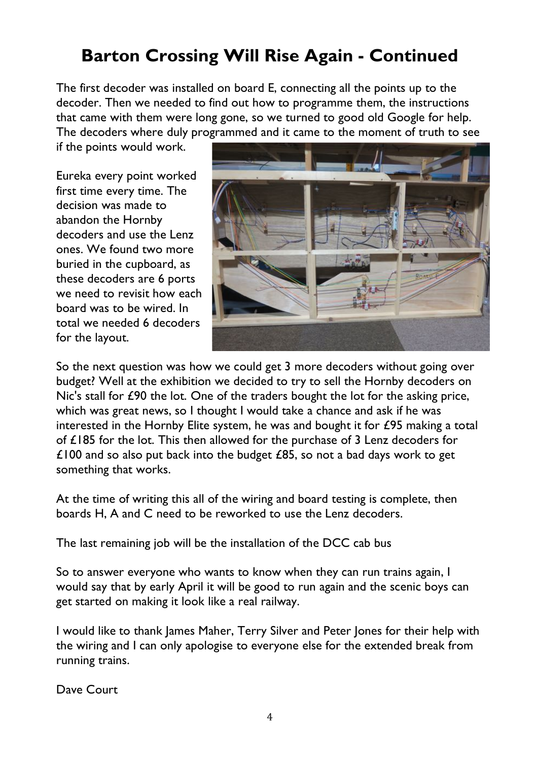# Barton Crossing Will Rise Again - Continued

The first decoder was installed on board E, connecting all the points up to the decoder. Then we needed to find out how to programme them, the instructions that came with them were long gone, so we turned to good old Google for help. The decoders where duly programmed and it came to the moment of truth to see if the points would work.

Eureka every point worked first time every time. The decision was made to abandon the Hornby decoders and use the Lenz ones. We found two more buried in the cupboard, as these decoders are 6 ports we need to revisit how each board was to be wired. In total we needed 6 decoders for the layout.

So the next question was how we could get 3 more decoders without going over budget? Well at the exhibition we decided to try to sell the Hornby decoders on Nic's stall for £90 the lot. One of the traders bought the lot for the asking price, which was great news, so I thought I would take a chance and ask if he was interested in the Hornby Elite system, he was and bought it for £95 making a total of £185 for the lot. This then allowed for the purchase of 3 Lenz decoders for £100 and so also put back into the budget £85, so not a bad days work to get something that works.

At the time of writing this all of the wiring and board testing is complete, then boards H, A and C need to be reworked to use the Lenz decoders.

The last remaining job will be the installation of the DCC cab bus

So to answer everyone who wants to know when they can run trains again, I would say that by early April it will be good to run again and the scenic boys can get started on making it look like a real railway.

I would like to thank James Maher, Terry Silver and Peter Jones for their help with the wiring and I can only apologise to everyone else for the extended break from running trains.

Dave Court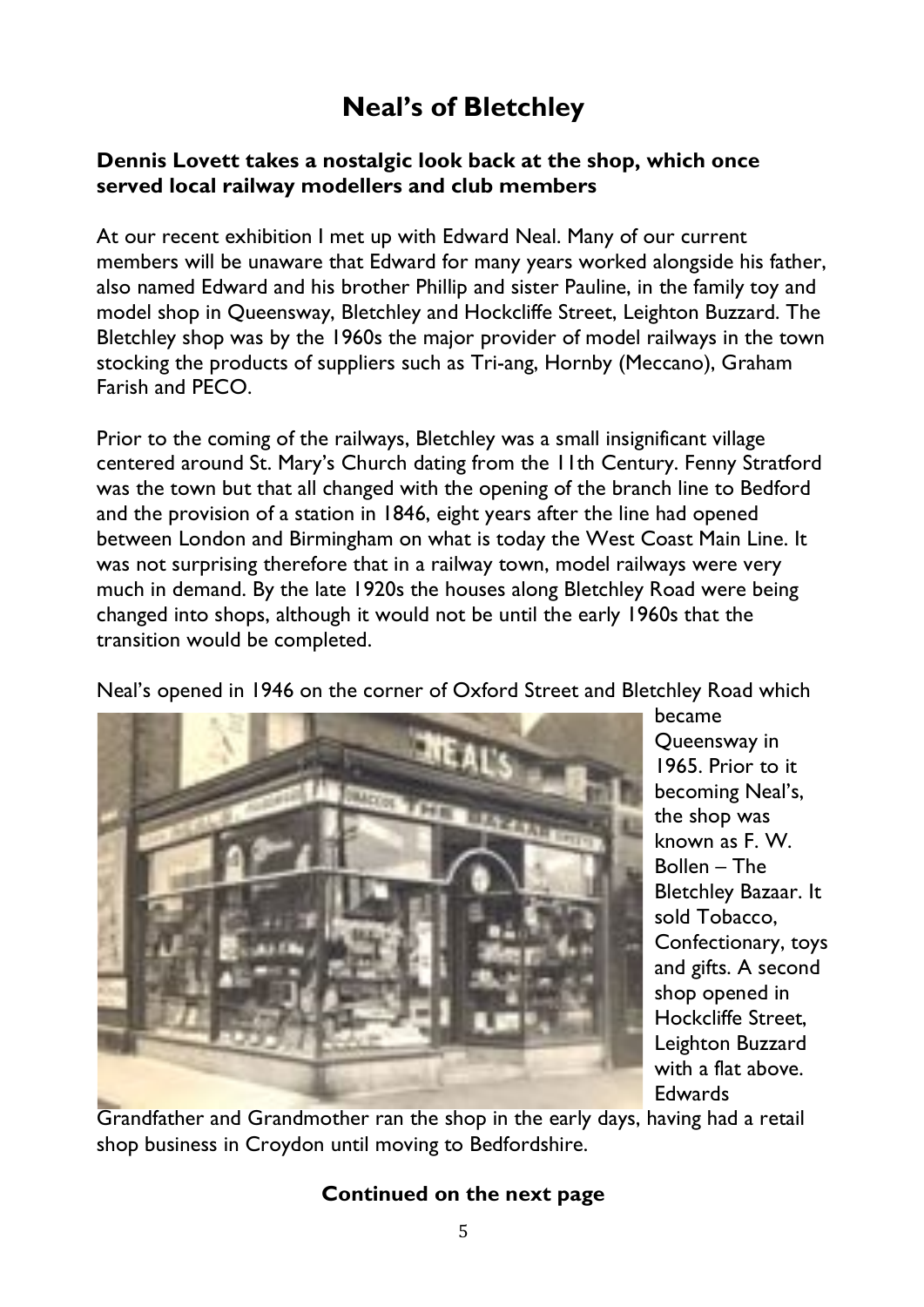# Neal's of Bletchley

**Dennis Lovett takes a nostalgic look back at the shop, which once served local railway modellers and club members**

At our recent exhibition I met up with Edward Neal. Many of our current members will be unaware that Edward for many years worked alongside his father, also named Edward and his brother Phillip and sister Pauline, in the family toy and model shop in Queensway, Bletchley and Hockcliffe Street, Leighton Buzzard. The Bletchley shop was by the 1960s the major provider of model railways in the town stocking the products of suppliers such as Tri-ang, Hornby (Meccano), Graham Farish and PECO.

Prior to the coming of the railways, Bletchley was a small insignificant village centered around St. Mary's Church dating from the 11th Century. Fenny Stratford was the town but that all changed with the opening of the branch line to Bedford and the provision of a station in 1846, eight years after the line had opened between London and Birmingham on what is today the West Coast Main Line. It was not surprising therefore that in a railway town, model railways were very much in demand. By the late 1920s the houses along Bletchley Road were being changed into shops, although it would not be until the early 1960s that the transition would be completed.

Neal's opened in 1946 on the corner of Oxford Street and Bletchley Road which became Queensway in 1965. Prior to it becoming Neal's, the shop was known as F. W. Bollen – The Bletchley Bazaar. It sold Tobacco, Confectionary, toys and gifts. A second shop opened in Hockcliffe Street, Leighton Buzzard with a flat above. Edwards Grandfather and Grandmother ran the shop in the early days, having had a retail shop business in Croydon until moving to Bedfordshire.

**Continued on the next page**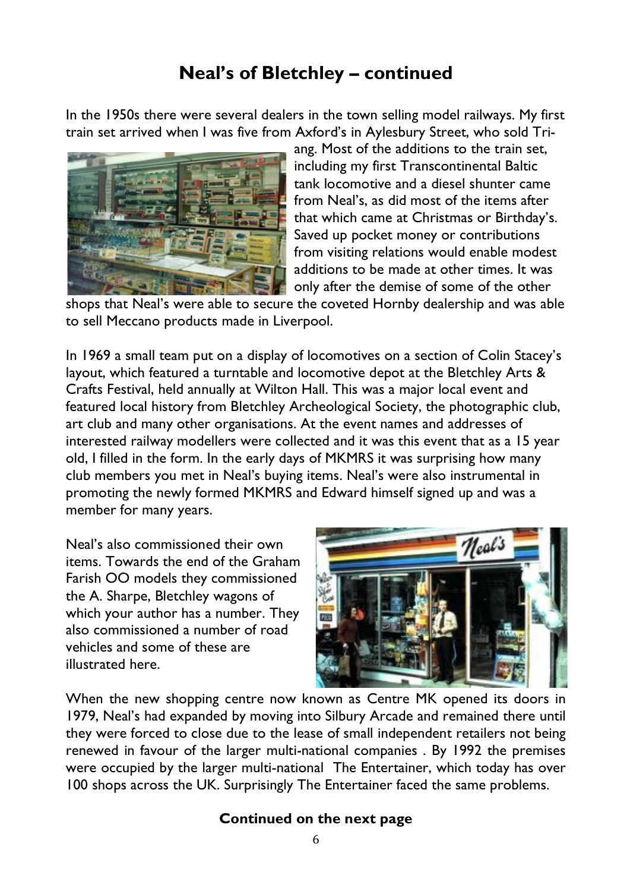# Neal's of Bletchley – continued

In the 1950s there were several dealers in the town selling model railways. My first train set arrived when I was five from Axford's in Aylesbury Street, who sold Tri-ang. Most of the additions to the train set, including my first Transcontinental Baltic tank locomotive and a diesel shunter came from Neal's, as did most of the items after that which came at Christmas or Birthday's. Saved up pocket money or contributions from visiting relations would enable modest additions to be made at other times. It was only after the demise of some of the other shops that Neal's were able to secure the coveted Hornby dealership and was able to sell Meccano products made in Liverpool.

In 1969 a small team put on a display of locomotives on a section of Colin Stacey's layout, which featured a turntable and locomotive depot at the Bletchley Arts & Crafts Festival, held annually at Wilton Hall. This was a major local event and featured local history from Bletchley Archeological Society, the photographic club, art club and many other organisations. At the event names and addresses of interested railway modellers were collected and it was this event that as a 15 year old, I filled in the form. In the early days of MKMRS it was surprising how many club members you met in Neal's buying items. Neal's were also instrumental in promoting the newly formed MKMRS and Edward himself signed up and was a member for many years.

Neal's also commissioned their own items. Towards the end of the Graham Farish OO models they commissioned the A. Sharpe, Bletchley wagons of which your author has a number. They also commissioned a number of road vehicles and some of these are illustrated here.

When the new shopping centre now known as Centre MK opened its doors in 1979, Neal's had expanded by moving into Silbury Arcade and remained there until they were forced to close due to the lease of small independent retailers not being renewed in favour of the larger multi-national companies . By 1992 the premises were occupied by the larger multi-national The Entertainer, which today has over 100 shops across the UK. Surprisingly The Entertainer faced the same problems.

**Continued on the next page**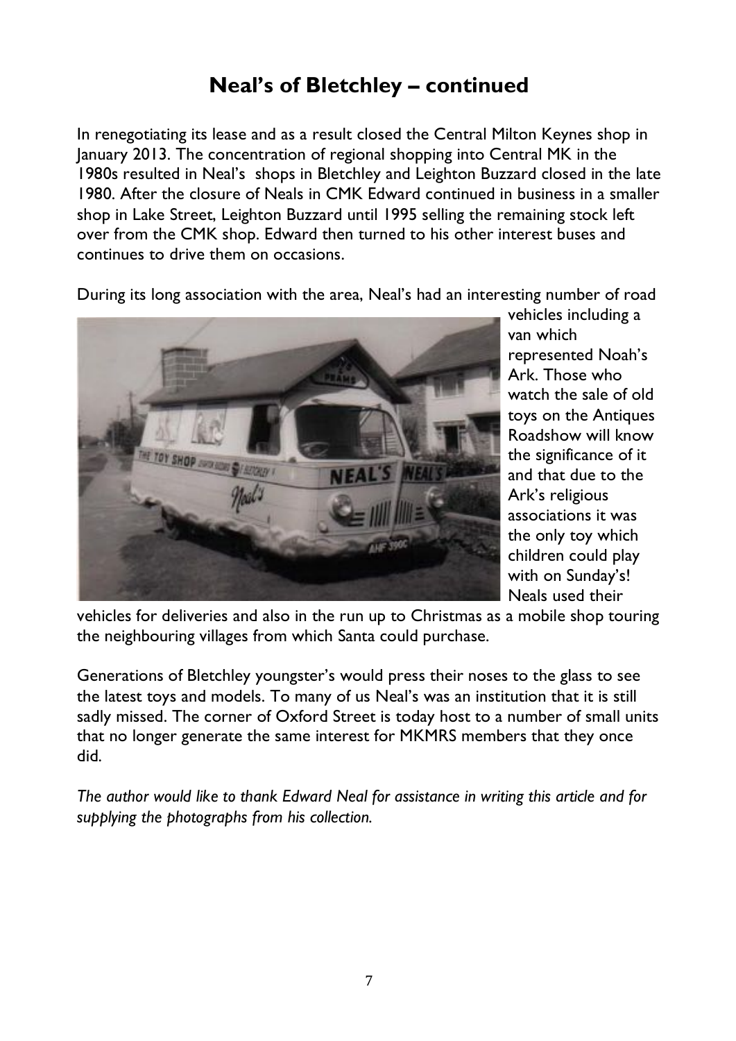## Neal's of Bletchley – continued

In renegotiating its lease and as a result closed the Central Milton Keynes shop in January 2013. The concentration of regional shopping into Central MK in the 1980s resulted in Neal's shops in Bletchley and Leighton Buzzard closed in the late 1980. After the closure of Neals in CMK Edward continued in business in a smaller shop in Lake Street, Leighton Buzzard until 1995 selling the remaining stock left over from the CMK shop. Edward then turned to his other interest buses and continues to drive them on occasions.

During its long association with the area, Neal's had an interesting number of road vehicles including a van which represented Noah's Ark. Those who watch the sale of old toys on the Antiques Roadshow will know the significance of it and that due to the Ark's religious associations it was the only toy which children could play with on Sunday's! Neals used their vehicles for deliveries and also in the run up to Christmas as a mobile shop touring the neighbouring villages from which Santa could purchase.

Generations of Bletchley youngster's would press their noses to the glass to see the latest toys and models. To many of us Neal's was an institution that it is still sadly missed. The corner of Oxford Street is today host to a number of small units that no longer generate the same interest for MKMRS members that they once did.

*The author would like to thank Edward Neal for assistance in writing this article and for supplying the photographs from his collection.*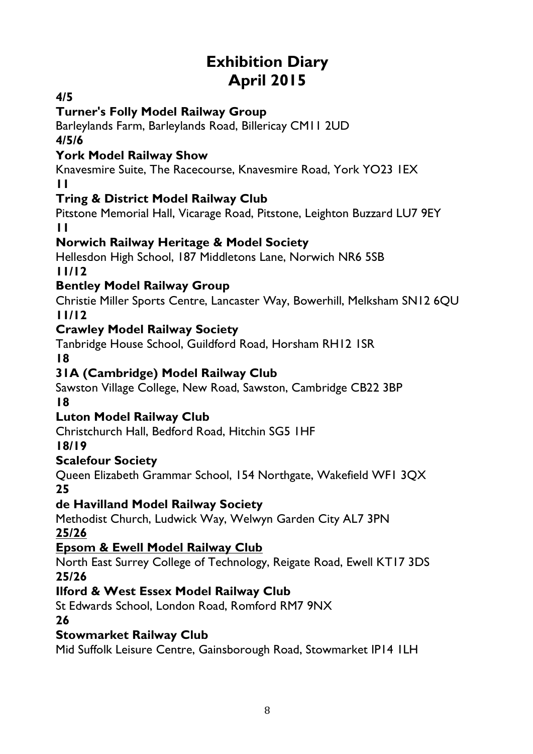# Exhibition Diary
# April 2015

**4/5**

**Turner's Folly Model Railway Group**

Barleylands Farm, Barleylands Road, Billericay CM11 2UD

**4/5/6**

**York Model Railway Show**

Knavesmire Suite, The Racecourse, Knavesmire Road, York YO23 1EX

**11**

**Tring & District Model Railway Club**

Pitstone Memorial Hall, Vicarage Road, Pitstone, Leighton Buzzard LU7 9EY

**11**

**Norwich Railway Heritage & Model Society**

Hellesdon High School, 187 Middletons Lane, Norwich NR6 5SB

**11/12**

**Bentley Model Railway Group**

Christie Miller Sports Centre, Lancaster Way, Bowerhill, Melksham SN12 6QU

**11/12**

**Crawley Model Railway Society**

Tanbridge House School, Guildford Road, Horsham RH12 1SR

**18**

**31A (Cambridge) Model Railway Club**

Sawston Village College, New Road, Sawston, Cambridge CB22 3BP

**18**

**Luton Model Railway Club**

Christchurch Hall, Bedford Road, Hitchin SG5 1HF

**18/19**

**Scalefour Society**

Queen Elizabeth Grammar School, 154 Northgate, Wakefield WF1 3QX

**25**

**de Havilland Model Railway Society**

Methodist Church, Ludwick Way, Welwyn Garden City AL7 3PN

**<u>25/26</u>**

**<u>Epsom & Ewell Model Railway Club</u>**

North East Surrey College of Technology, Reigate Road, Ewell KT17 3DS

**25/26**

**Ilford & West Essex Model Railway Club**

St Edwards School, London Road, Romford RM7 9NX

**26**

**Stowmarket Railway Club**

Mid Suffolk Leisure Centre, Gainsborough Road, Stowmarket IP14 1LH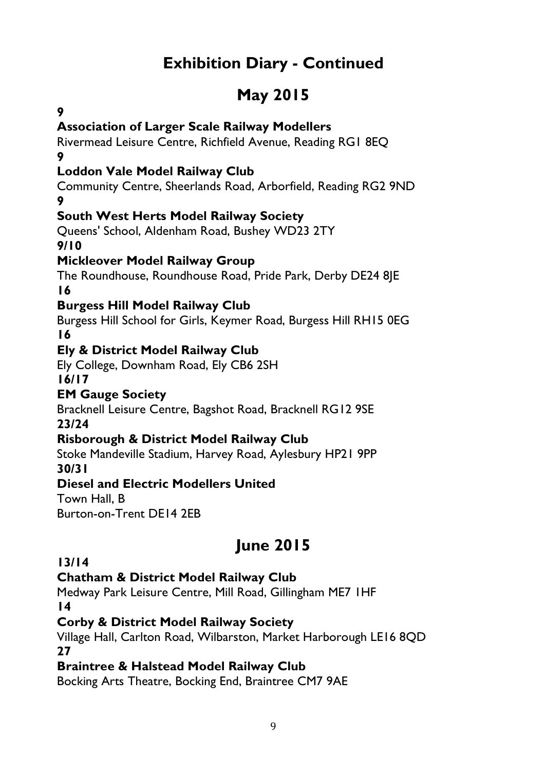# Exhibition Diary - Continued

## May 2015

**9**

**Association of Larger Scale Railway Modellers**

Rivermead Leisure Centre, Richfield Avenue, Reading RG1 8EQ

**9**

**Loddon Vale Model Railway Club**

Community Centre, Sheerlands Road, Arborfield, Reading RG2 9ND

**9**

**South West Herts Model Railway Society**

Queens' School, Aldenham Road, Bushey WD23 2TY

**9/10**

**Mickleover Model Railway Group**

The Roundhouse, Roundhouse Road, Pride Park, Derby DE24 8JE

**16**

**Burgess Hill Model Railway Club**

Burgess Hill School for Girls, Keymer Road, Burgess Hill RH15 0EG

**16**

**Ely & District Model Railway Club**

Ely College, Downham Road, Ely CB6 2SH

**16/17**

**EM Gauge Society**

Bracknell Leisure Centre, Bagshot Road, Bracknell RG12 9SE

**23/24**

**Risborough & District Model Railway Club**

Stoke Mandeville Stadium, Harvey Road, Aylesbury HP21 9PP

**30/31**

**Diesel and Electric Modellers United**

Town Hall, B
Burton-on-Trent DE14 2EB

## June 2015

**13/14**

**Chatham & District Model Railway Club**

Medway Park Leisure Centre, Mill Road, Gillingham ME7 1HF

**14**

**Corby & District Model Railway Society**

Village Hall, Carlton Road, Wilbarston, Market Harborough LE16 8QD

**27**

**Braintree & Halstead Model Railway Club**

Bocking Arts Theatre, Bocking End, Braintree CM7 9AE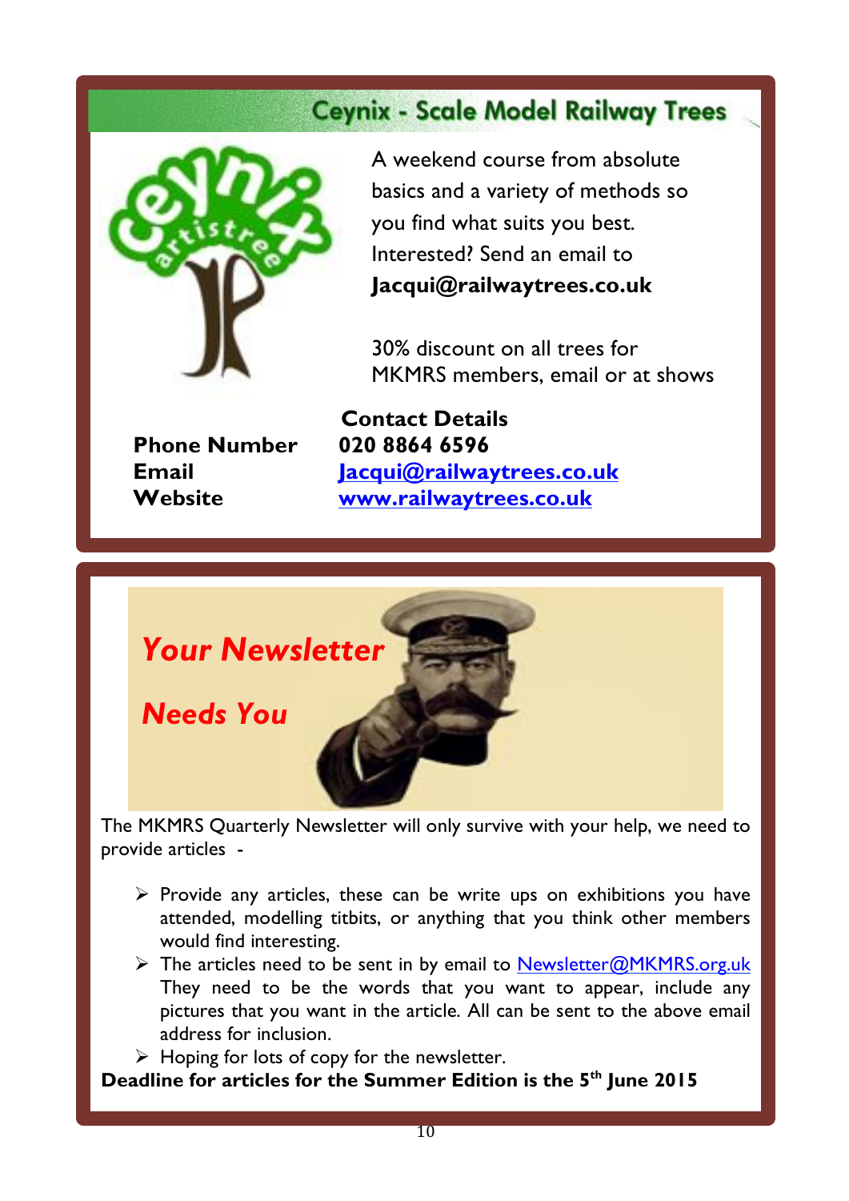## Ceynix - Scale Model Railway Trees

A weekend course from absolute basics and a variety of methods so you find what suits you best. Interested? Send an email to **Jacqui@railwaytrees.co.uk**

30% discount on all trees for MKMRS members, email or at shows

**Contact Details**

| | |
|---|---|
| **Phone Number** | **020 8864 6596** |
| **Email** | **Jacqui@railwaytrees.co.uk** |
| **Website** | **www.railwaytrees.co.uk** |

## *Your Newsletter*

## *Needs You*

The MKMRS Quarterly Newsletter will only survive with your help, we need to provide articles -

- Provide any articles, these can be write ups on exhibitions you have attended, modelling titbits, or anything that you think other members would find interesting.
- The articles need to be sent in by email to Newsletter@MKMRS.org.uk They need to be the words that you want to appear, include any pictures that you want in the article. All can be sent to the above email address for inclusion.
- Hoping for lots of copy for the newsletter.

**Deadline for articles for the Summer Edition is the 5th June 2015**